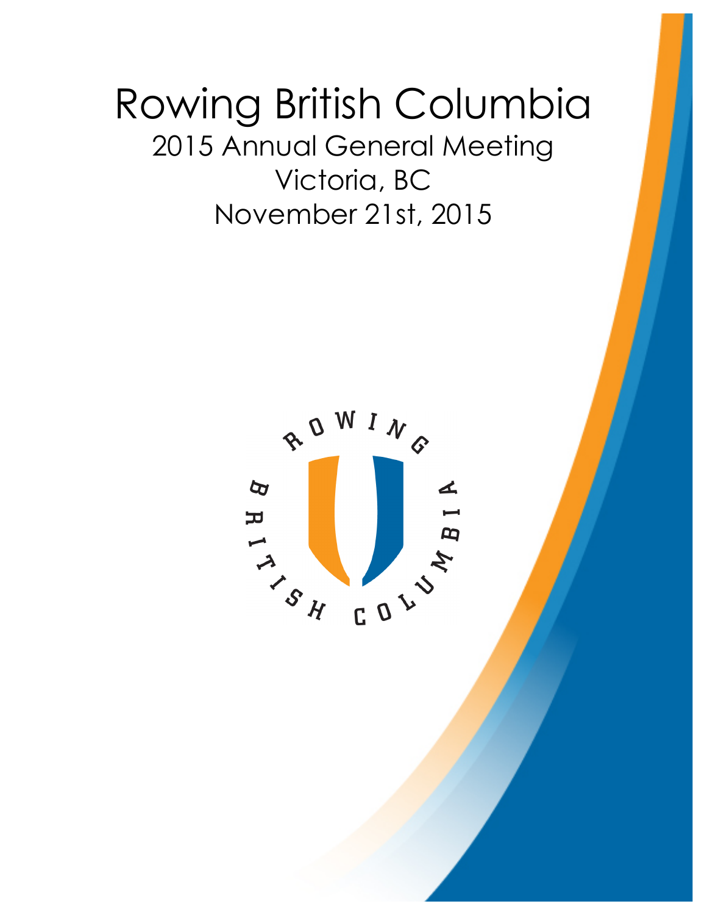# Rowing British Columbia

## 2015 Annual General Meeting

## Victoria, BC

## November 21st, 2015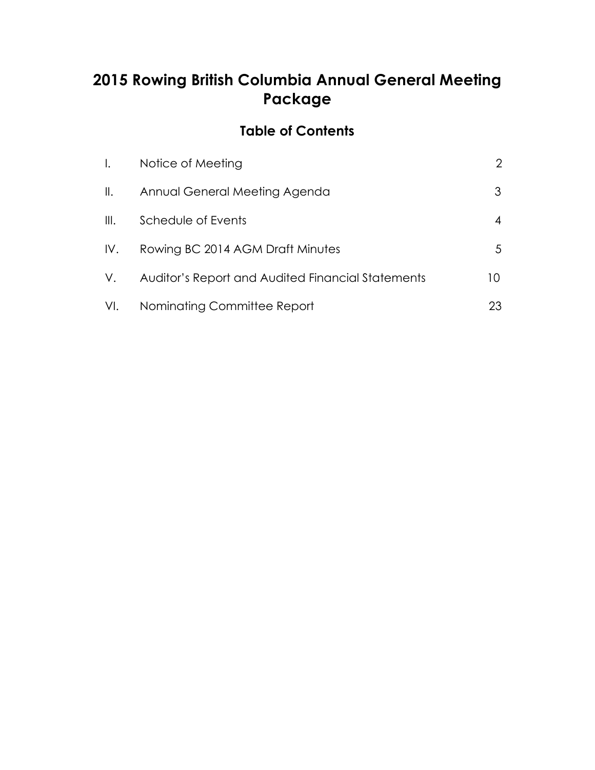# 2015 Rowing British Columbia Annual General Meeting Package

## Table of Contents

| | | |
|---|---|---|
| I. | Notice of Meeting | 2 |
| II. | Annual General Meeting Agenda | 3 |
| III. | Schedule of Events | 4 |
| IV. | Rowing BC 2014 AGM Draft Minutes | 5 |
| V. | Auditor's Report and Audited Financial Statements | 10 |
| VI. | Nominating Committee Report | 23 |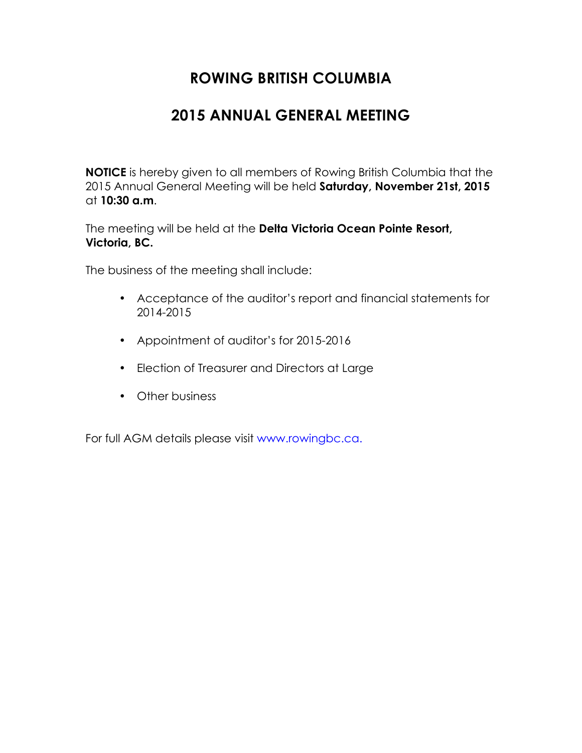# ROWING BRITISH COLUMBIA

## 2015 ANNUAL GENERAL MEETING

**NOTICE** is hereby given to all members of Rowing British Columbia that the 2015 Annual General Meeting will be held **Saturday, November 21st, 2015** at **10:30 a.m**.

The meeting will be held at the **Delta Victoria Ocean Pointe Resort, Victoria, BC.**

The business of the meeting shall include:

- Acceptance of the auditor's report and financial statements for 2014-2015
- Appointment of auditor's for 2015-2016
- Election of Treasurer and Directors at Large
- Other business

For full AGM details please visit www.rowingbc.ca.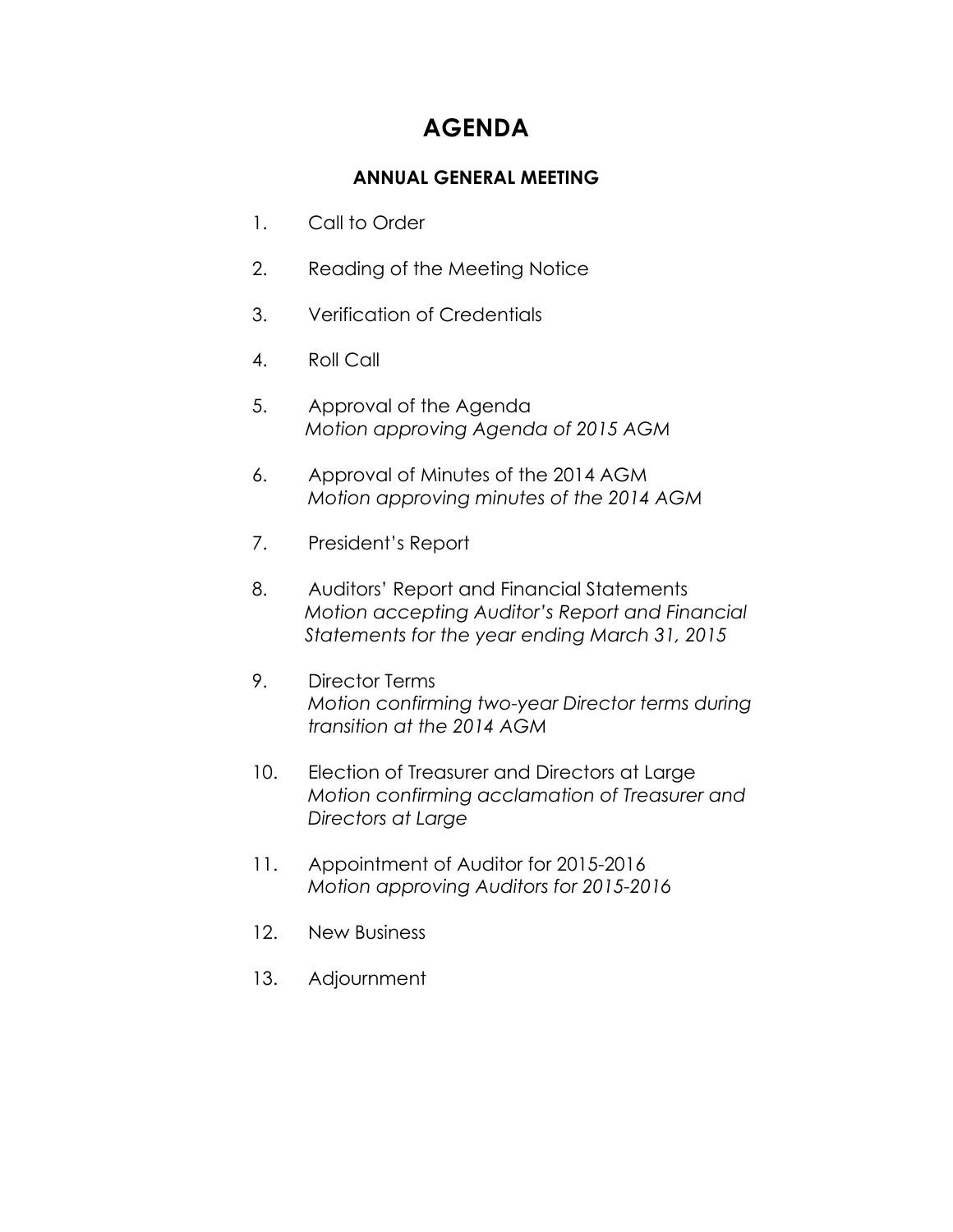# AGENDA

## ANNUAL GENERAL MEETING

1. Call to Order
2. Reading of the Meeting Notice
3. Verification of Credentials
4. Roll Call
5. Approval of the Agenda
   *Motion approving Agenda of 2015 AGM*
6. Approval of Minutes of the 2014 AGM
   *Motion approving minutes of the 2014 AGM*
7. President's Report
8. Auditors' Report and Financial Statements
   *Motion accepting Auditor's Report and Financial Statements for the year ending March 31, 2015*
9. Director Terms
   *Motion confirming two-year Director terms during transition at the 2014 AGM*
10. Election of Treasurer and Directors at Large
    *Motion confirming acclamation of Treasurer and Directors at Large*
11. Appointment of Auditor for 2015-2016
    *Motion approving Auditors for 2015-2016*
12. New Business
13. Adjournment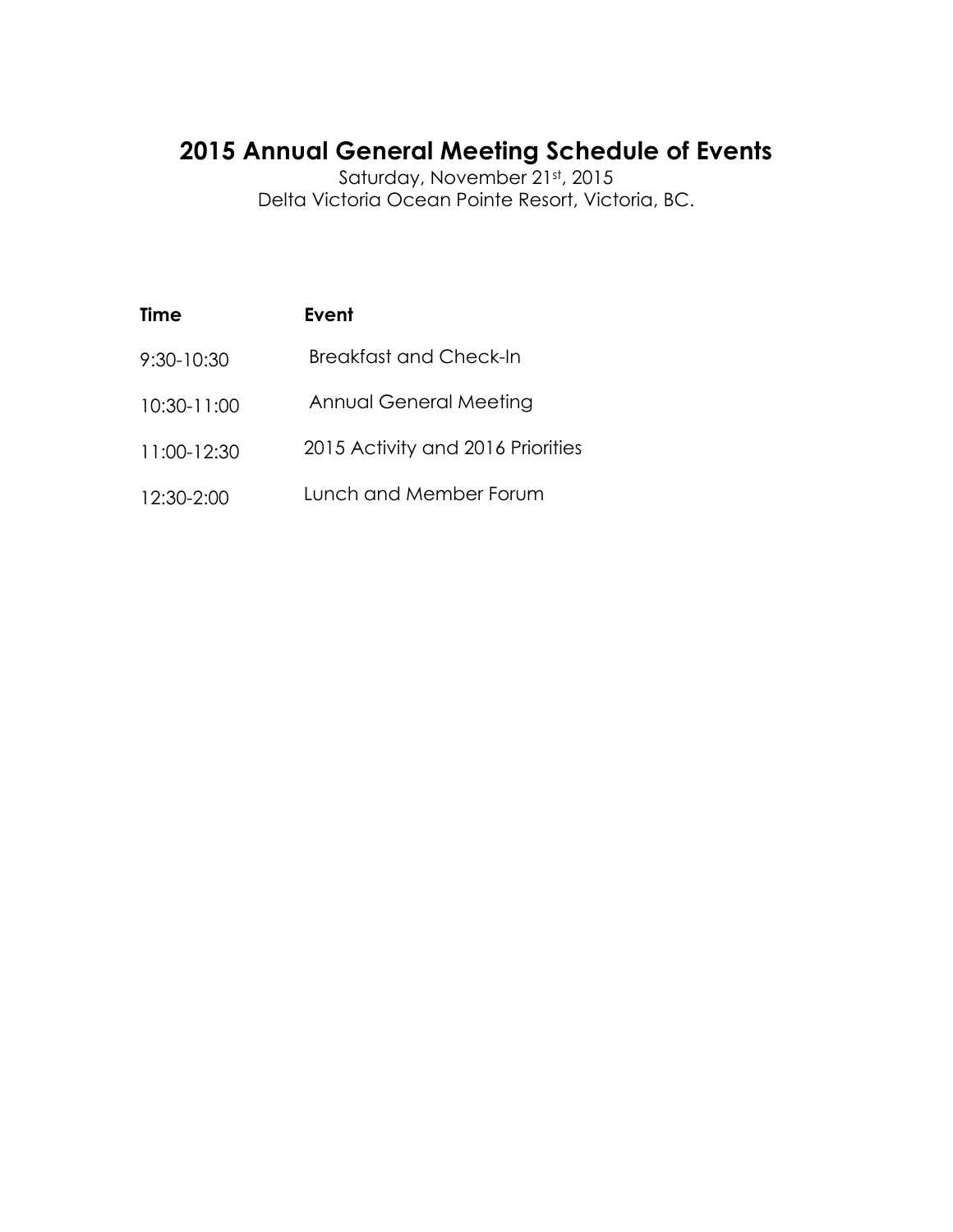# 2015 Annual General Meeting Schedule of Events

Saturday, November 21st, 2015
Delta Victoria Ocean Pointe Resort, Victoria, BC.

| **Time** | **Event** |
|---|---|
| 9:30-10:30 | Breakfast and Check-In |
| 10:30-11:00 | Annual General Meeting |
| 11:00-12:30 | 2015 Activity and 2016 Priorities |
| 12:30-2:00 | Lunch and Member Forum |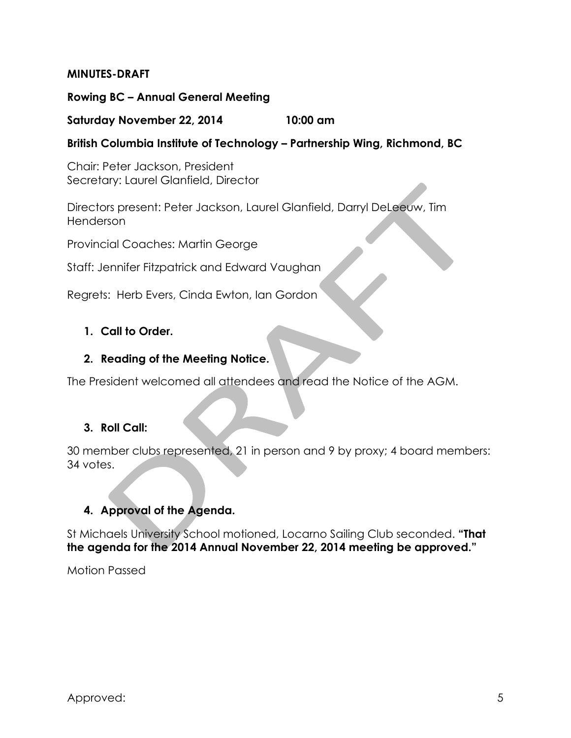**MINUTES-DRAFT**

**Rowing BC – Annual General Meeting**

**Saturday November 22, 2014 10:00 am**

**British Columbia Institute of Technology – Partnership Wing, Richmond, BC**

Chair: Peter Jackson, President
Secretary: Laurel Glanfield, Director

Directors present: Peter Jackson, Laurel Glanfield, Darryl DeLeeuw, Tim Henderson

Provincial Coaches: Martin George

Staff: Jennifer Fitzpatrick and Edward Vaughan

Regrets: Herb Evers, Cinda Ewton, Ian Gordon

1. **Call to Order.**

2. **Reading of the Meeting Notice.**

The President welcomed all attendees and read the Notice of the AGM.

3. **Roll Call:**

30 member clubs represented, 21 in person and 9 by proxy; 4 board members: 34 votes.

4. **Approval of the Agenda.**

St Michaels University School motioned, Locarno Sailing Club seconded. **"That the agenda for the 2014 Annual November 22, 2014 meeting be approved."**

Motion Passed

Approved: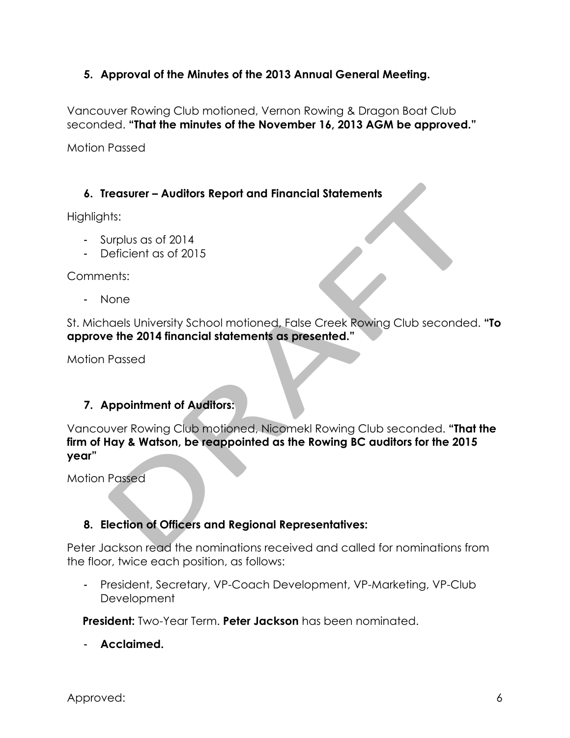## 5. Approval of the Minutes of the 2013 Annual General Meeting.

Vancouver Rowing Club motioned, Vernon Rowing & Dragon Boat Club seconded. **"That the minutes of the November 16, 2013 AGM be approved."**

Motion Passed

## 6. Treasurer – Auditors Report and Financial Statements

Highlights:

- Surplus as of 2014
- Deficient as of 2015

Comments:

- None

St. Michaels University School motioned, False Creek Rowing Club seconded. **"To approve the 2014 financial statements as presented."**

Motion Passed

## 7. Appointment of Auditors:

Vancouver Rowing Club motioned, Nicomekl Rowing Club seconded. **"That the firm of Hay & Watson, be reappointed as the Rowing BC auditors for the 2015 year"**

Motion Passed

## 8. Election of Officers and Regional Representatives:

Peter Jackson read the nominations received and called for nominations from the floor, twice each position, as follows:

- President, Secretary, VP-Coach Development, VP-Marketing, VP-Club Development

**President:** Two-Year Term. **Peter Jackson** has been nominated.

- **Acclaimed.**

Approved: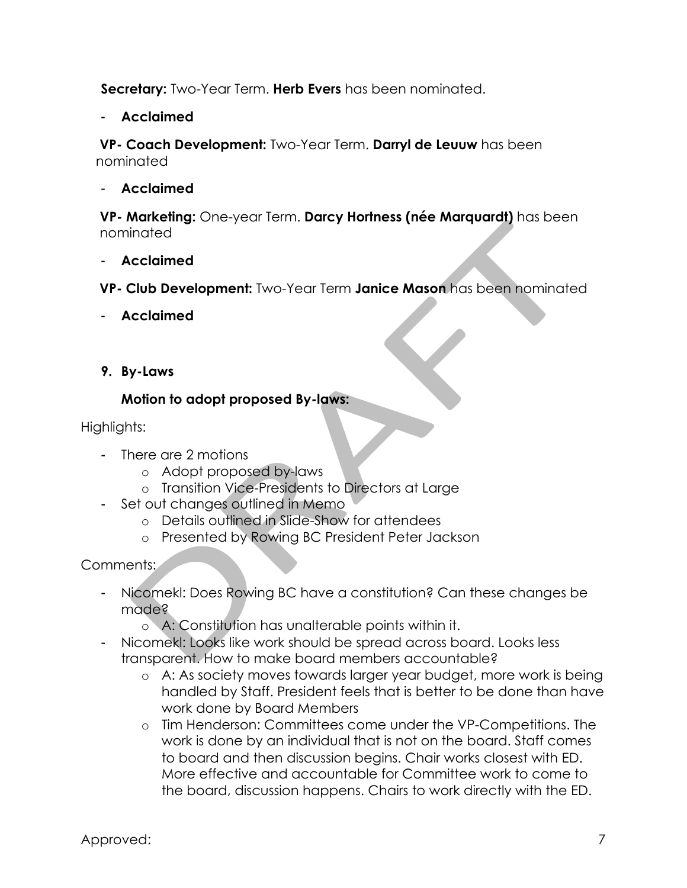**Secretary:** Two-Year Term. **Herb Evers** has been nominated.

- **Acclaimed**

**VP- Coach Development:** Two-Year Term. **Darryl de Leuuw** has been nominated

- **Acclaimed**

**VP- Marketing:** One-year Term. **Darcy Hortness (née Marquardt)** has been nominated

- **Acclaimed**

**VP- Club Development:** Two-Year Term **Janice Mason** has been nominated

- **Acclaimed**

**9. By-Laws**

**Motion to adopt proposed By-laws:**

Highlights:

- There are 2 motions
  - Adopt proposed by-laws
  - Transition Vice-Presidents to Directors at Large
- Set out changes outlined in Memo
  - Details outlined in Slide-Show for attendees
  - Presented by Rowing BC President Peter Jackson

Comments:

- Nicomekl: Does Rowing BC have a constitution? Can these changes be made?
  - A: Constitution has unalterable points within it.
- Nicomekl: Looks like work should be spread across board. Looks less transparent. How to make board members accountable?
  - A: As society moves towards larger year budget, more work is being handled by Staff. President feels that is better to be done than have work done by Board Members
  - Tim Henderson: Committees come under the VP-Competitions. The work is done by an individual that is not on the board. Staff comes to board and then discussion begins. Chair works closest with ED. More effective and accountable for Committee work to come to the board, discussion happens. Chairs to work directly with the ED.

Approved: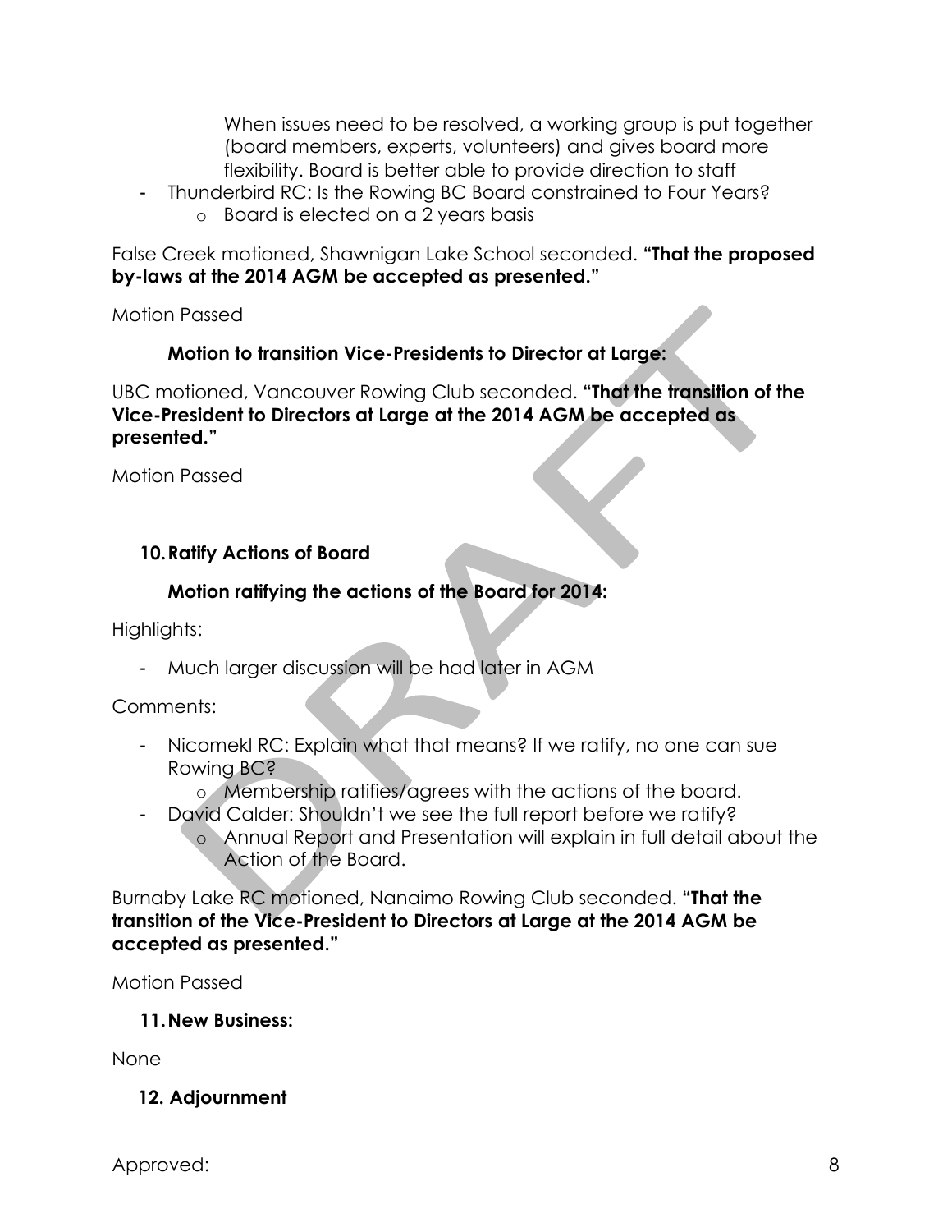When issues need to be resolved, a working group is put together (board members, experts, volunteers) and gives board more flexibility. Board is better able to provide direction to staff

- Thunderbird RC: Is the Rowing BC Board constrained to Four Years?
    - Board is elected on a 2 years basis

False Creek motioned, Shawnigan Lake School seconded. **"That the proposed by-laws at the 2014 AGM be accepted as presented."**

Motion Passed

**Motion to transition Vice-Presidents to Director at Large:**

UBC motioned, Vancouver Rowing Club seconded. **"That the transition of the Vice-President to Directors at Large at the 2014 AGM be accepted as presented."**

Motion Passed

**10. Ratify Actions of Board**

**Motion ratifying the actions of the Board for 2014:**

Highlights:

- Much larger discussion will be had later in AGM

Comments:

- Nicomekl RC: Explain what that means? If we ratify, no one can sue Rowing BC?
    - Membership ratifies/agrees with the actions of the board.
- David Calder: Shouldn't we see the full report before we ratify?
    - Annual Report and Presentation will explain in full detail about the Action of the Board.

Burnaby Lake RC motioned, Nanaimo Rowing Club seconded. **"That the transition of the Vice-President to Directors at Large at the 2014 AGM be accepted as presented."**

Motion Passed

**11. New Business:**

None

**12. Adjournment**

Approved: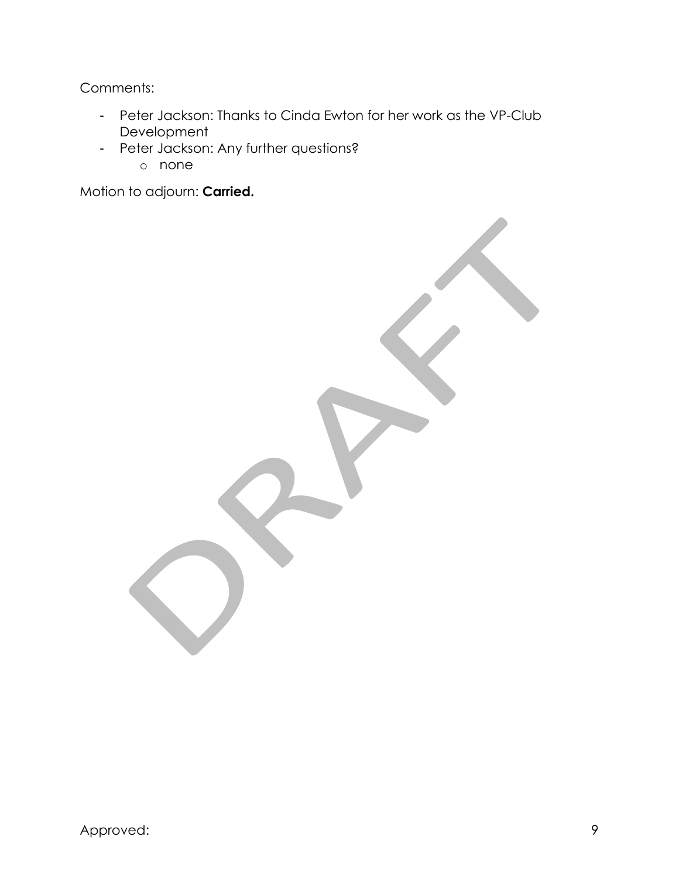Comments:

- Peter Jackson: Thanks to Cinda Ewton for her work as the VP-Club Development
- Peter Jackson: Any further questions?
    - none

Motion to adjourn: **Carried.**

Approved: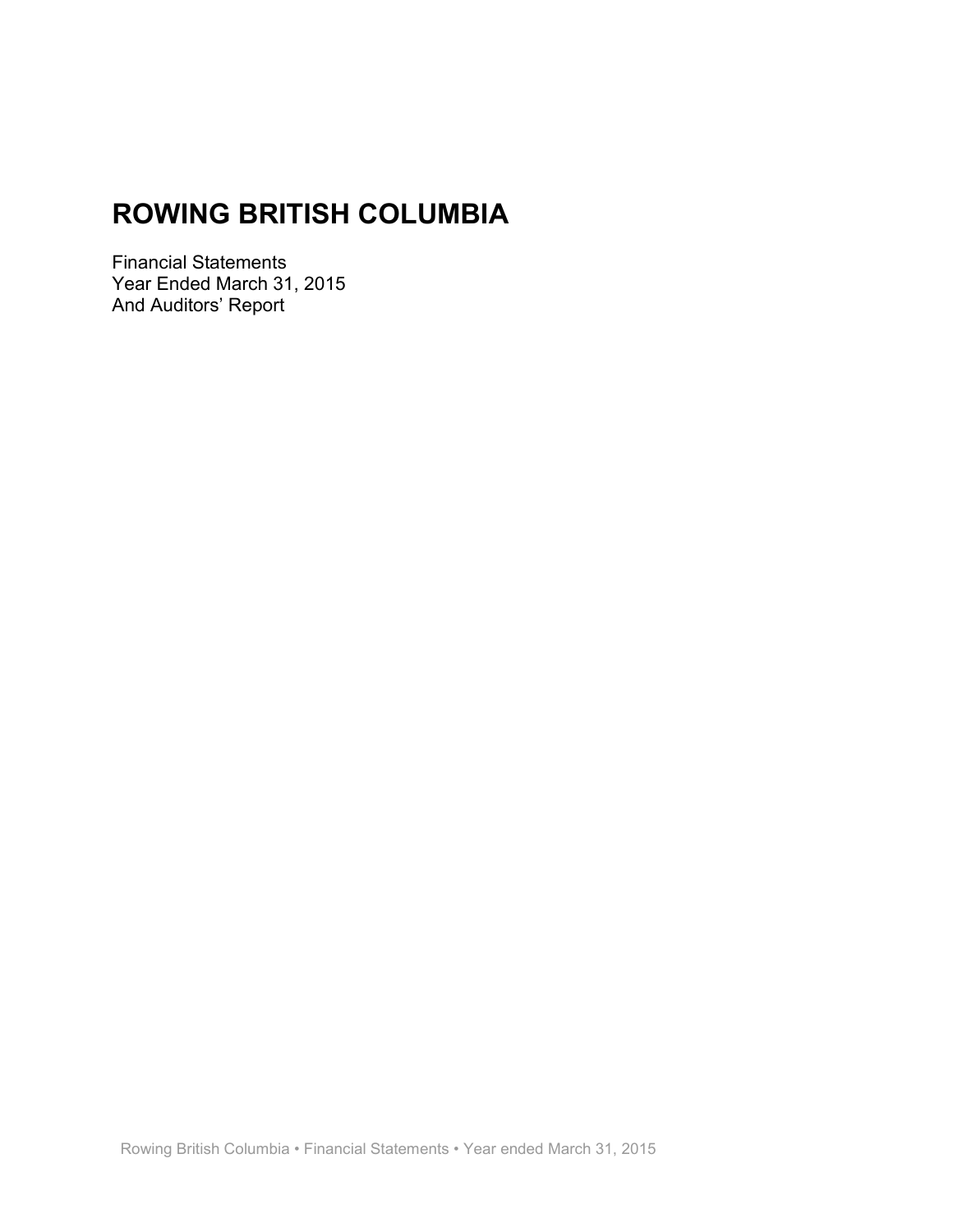# ROWING BRITISH COLUMBIA

Financial Statements
Year Ended March 31, 2015
And Auditors' Report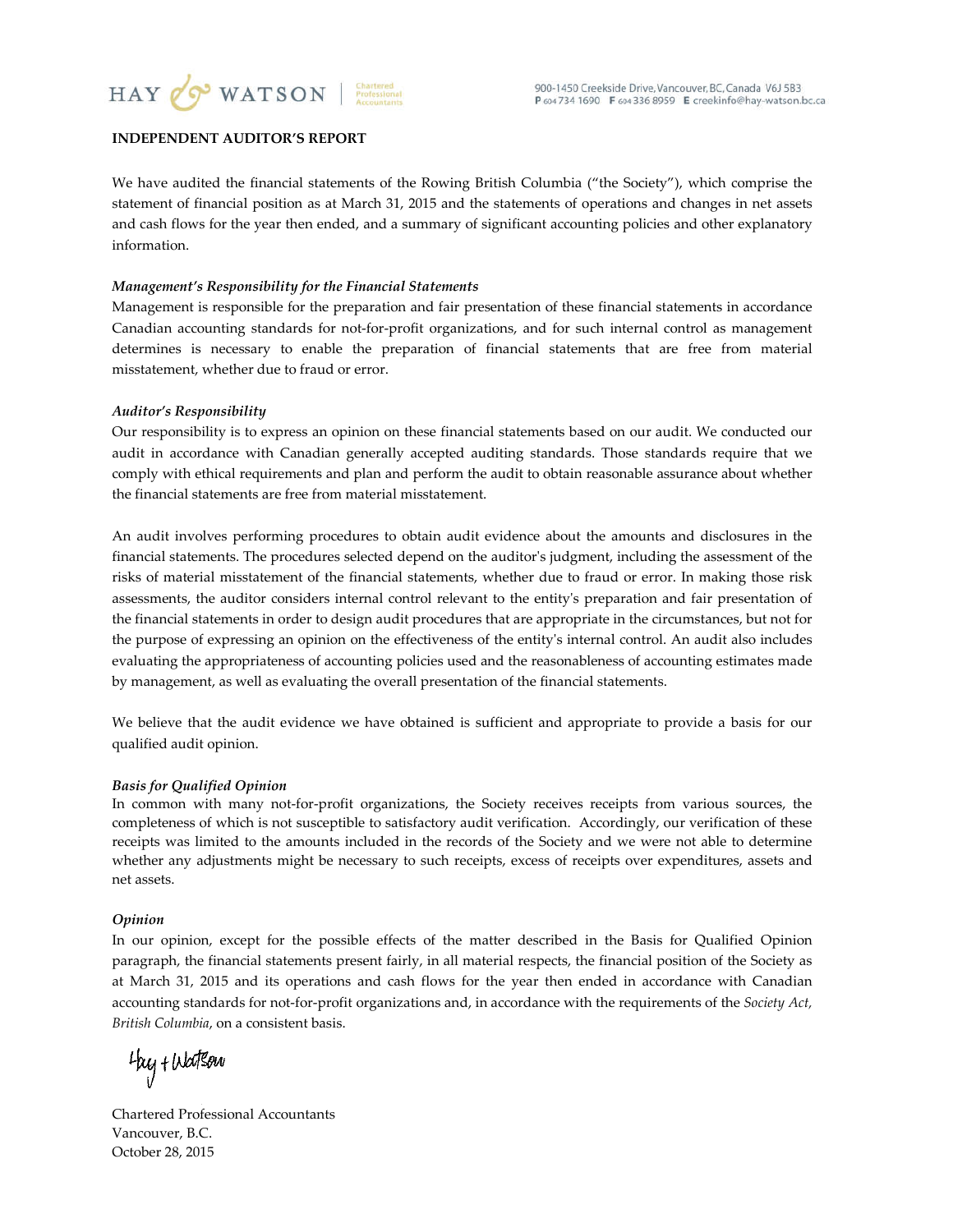HAY & WATSON | Chartered Professional Accountants

900-1450 Creekside Drive, Vancouver, BC, Canada V6J 5B3
P 604 734 1690 F 604 336 8959 E creekinfo@hay-watson.bc.ca

**INDEPENDENT AUDITOR'S REPORT**

We have audited the financial statements of the Rowing British Columbia ("the Society"), which comprise the statement of financial position as at March 31, 2015 and the statements of operations and changes in net assets and cash flows for the year then ended, and a summary of significant accounting policies and other explanatory information.

***Management's Responsibility for the Financial Statements***

Management is responsible for the preparation and fair presentation of these financial statements in accordance Canadian accounting standards for not-for-profit organizations, and for such internal control as management determines is necessary to enable the preparation of financial statements that are free from material misstatement, whether due to fraud or error.

***Auditor's Responsibility***

Our responsibility is to express an opinion on these financial statements based on our audit. We conducted our audit in accordance with Canadian generally accepted auditing standards. Those standards require that we comply with ethical requirements and plan and perform the audit to obtain reasonable assurance about whether the financial statements are free from material misstatement.

An audit involves performing procedures to obtain audit evidence about the amounts and disclosures in the financial statements. The procedures selected depend on the auditor's judgment, including the assessment of the risks of material misstatement of the financial statements, whether due to fraud or error. In making those risk assessments, the auditor considers internal control relevant to the entity's preparation and fair presentation of the financial statements in order to design audit procedures that are appropriate in the circumstances, but not for the purpose of expressing an opinion on the effectiveness of the entity's internal control. An audit also includes evaluating the appropriateness of accounting policies used and the reasonableness of accounting estimates made by management, as well as evaluating the overall presentation of the financial statements.

We believe that the audit evidence we have obtained is sufficient and appropriate to provide a basis for our qualified audit opinion.

***Basis for Qualified Opinion***

In common with many not-for-profit organizations, the Society receives receipts from various sources, the completeness of which is not susceptible to satisfactory audit verification. Accordingly, our verification of these receipts was limited to the amounts included in the records of the Society and we were not able to determine whether any adjustments might be necessary to such receipts, excess of receipts over expenditures, assets and net assets.

***Opinion***

In our opinion, except for the possible effects of the matter described in the Basis for Qualified Opinion paragraph, the financial statements present fairly, in all material respects, the financial position of the Society as at March 31, 2015 and its operations and cash flows for the year then ended in accordance with Canadian accounting standards for not-for-profit organizations and, in accordance with the requirements of the *Society Act, British Columbia*, on a consistent basis.

Hay + Watson

Chartered Professional Accountants
Vancouver, B.C.
October 28, 2015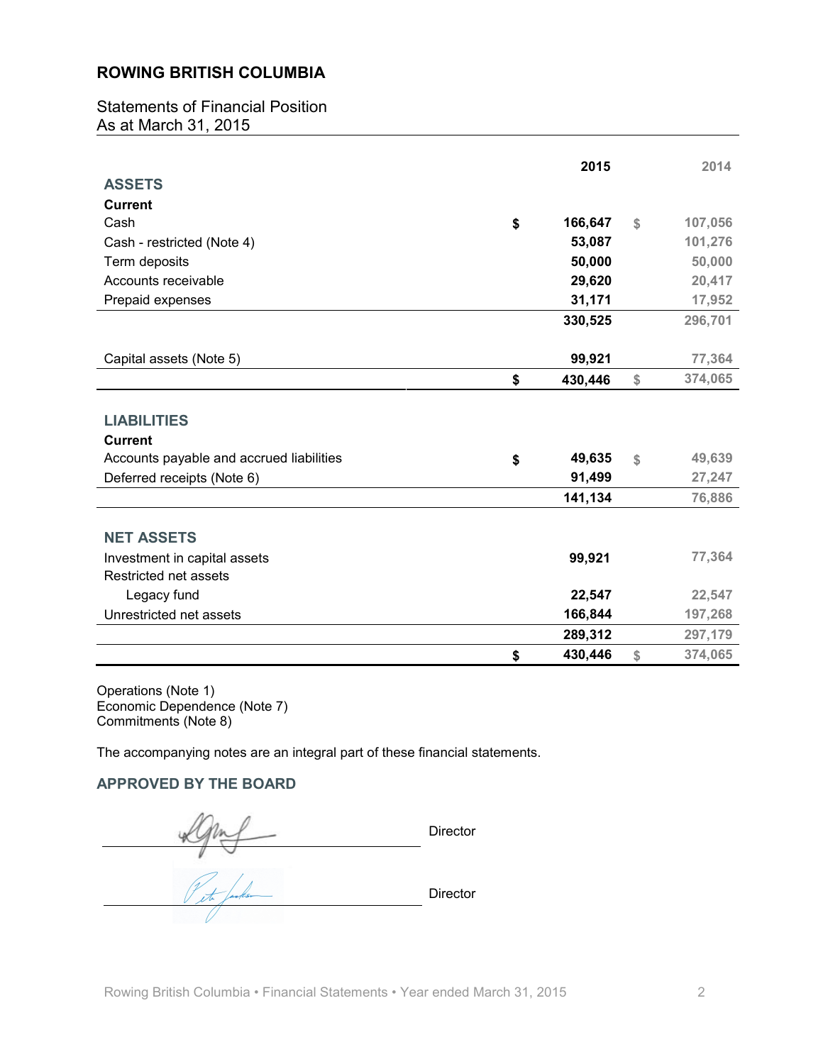# ROWING BRITISH COLUMBIA

## Statements of Financial Position
As at March 31, 2015

| | | 2015 | | 2014 |
|---|---|---|---|---|
| **ASSETS** | | | | |
| **Current** | | | | |
| Cash | $ | 166,647 | $ | 107,056 |
| Cash - restricted (Note 4) | | 53,087 | | 101,276 |
| Term deposits | | 50,000 | | 50,000 |
| Accounts receivable | | 29,620 | | 20,417 |
| Prepaid expenses | | 31,171 | | 17,952 |
| | | 330,525 | | 296,701 |
| Capital assets (Note 5) | | 99,921 | | 77,364 |
| | $ | 430,446 | $ | 374,065 |
| **LIABILITIES** | | | | |
| **Current** | | | | |
| Accounts payable and accrued liabilities | $ | 49,635 | $ | 49,639 |
| Deferred receipts (Note 6) | | 91,499 | | 27,247 |
| | | 141,134 | | 76,886 |
| **NET ASSETS** | | | | |
| Investment in capital assets | | 99,921 | | 77,364 |
| Restricted net assets | | | | |
| Legacy fund | | 22,547 | | 22,547 |
| Unrestricted net assets | | 166,844 | | 197,268 |
| | | 289,312 | | 297,179 |
| | $ | 430,446 | $ | 374,065 |

Operations (Note 1)
Economic Dependence (Note 7)
Commitments (Note 8)

The accompanying notes are an integral part of these financial statements.

### APPROVED BY THE BOARD

_______________________ Director

_______________________ Director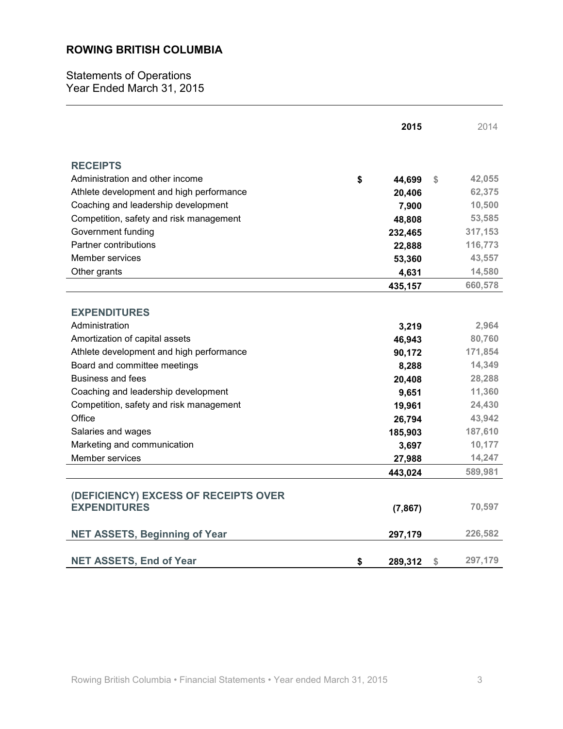## ROWING BRITISH COLUMBIA

Statements of Operations
Year Ended March 31, 2015

| | 2015 | 2014 |
|---|---|---|
| **RECEIPTS** | | |
| Administration and other income | $ 44,699 | $ 42,055 |
| Athlete development and high performance | 20,406 | 62,375 |
| Coaching and leadership development | 7,900 | 10,500 |
| Competition, safety and risk management | 48,808 | 53,585 |
| Government funding | 232,465 | 317,153 |
| Partner contributions | 22,888 | 116,773 |
| Member services | 53,360 | 43,557 |
| Other grants | 4,631 | 14,580 |
| | 435,157 | 660,578 |
| **EXPENDITURES** | | |
| Administration | 3,219 | 2,964 |
| Amortization of capital assets | 46,943 | 80,760 |
| Athlete development and high performance | 90,172 | 171,854 |
| Board and committee meetings | 8,288 | 14,349 |
| Business and fees | 20,408 | 28,288 |
| Coaching and leadership development | 9,651 | 11,360 |
| Competition, safety and risk management | 19,961 | 24,430 |
| Office | 26,794 | 43,942 |
| Salaries and wages | 185,903 | 187,610 |
| Marketing and communication | 3,697 | 10,177 |
| Member services | 27,988 | 14,247 |
| | 443,024 | 589,981 |
| **(DEFICIENCY) EXCESS OF RECEIPTS OVER EXPENDITURES** | (7,867) | 70,597 |
| **NET ASSETS, Beginning of Year** | 297,179 | 226,582 |
| **NET ASSETS, End of Year** | $ 289,312 | $ 297,179 |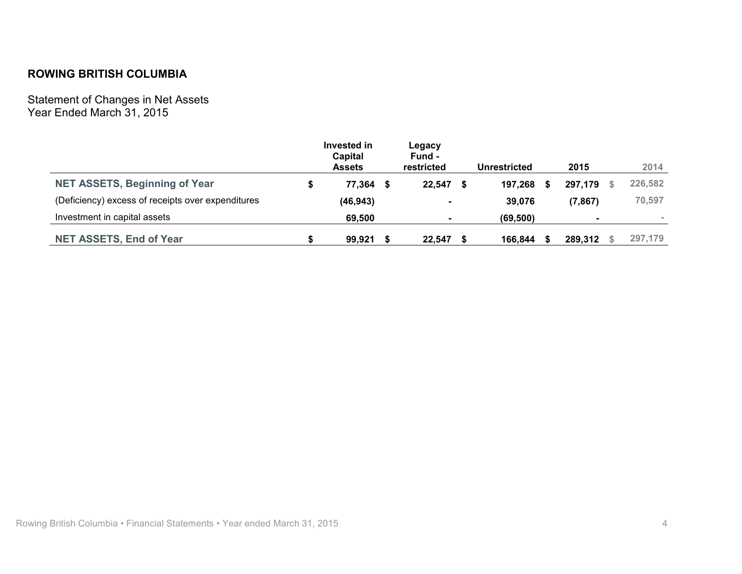**ROWING BRITISH COLUMBIA**

Statement of Changes in Net Assets
Year Ended March 31, 2015

| | Invested in Capital Assets | Legacy Fund - restricted | Unrestricted | 2015 | 2014 |
|---|---|---|---|---|---|
| **NET ASSETS, Beginning of Year** | $ 77,364 | $ 22,547 | $ 197,268 | $ 297,179 | $ 226,582 |
| (Deficiency) excess of receipts over expenditures | (46,943) | - | 39,076 | (7,867) | 70,597 |
| Investment in capital assets | 69,500 | - | (69,500) | - | - |
| **NET ASSETS, End of Year** | $ 99,921 | $ 22,547 | $ 166,844 | $ 289,312 | $ 297,179 |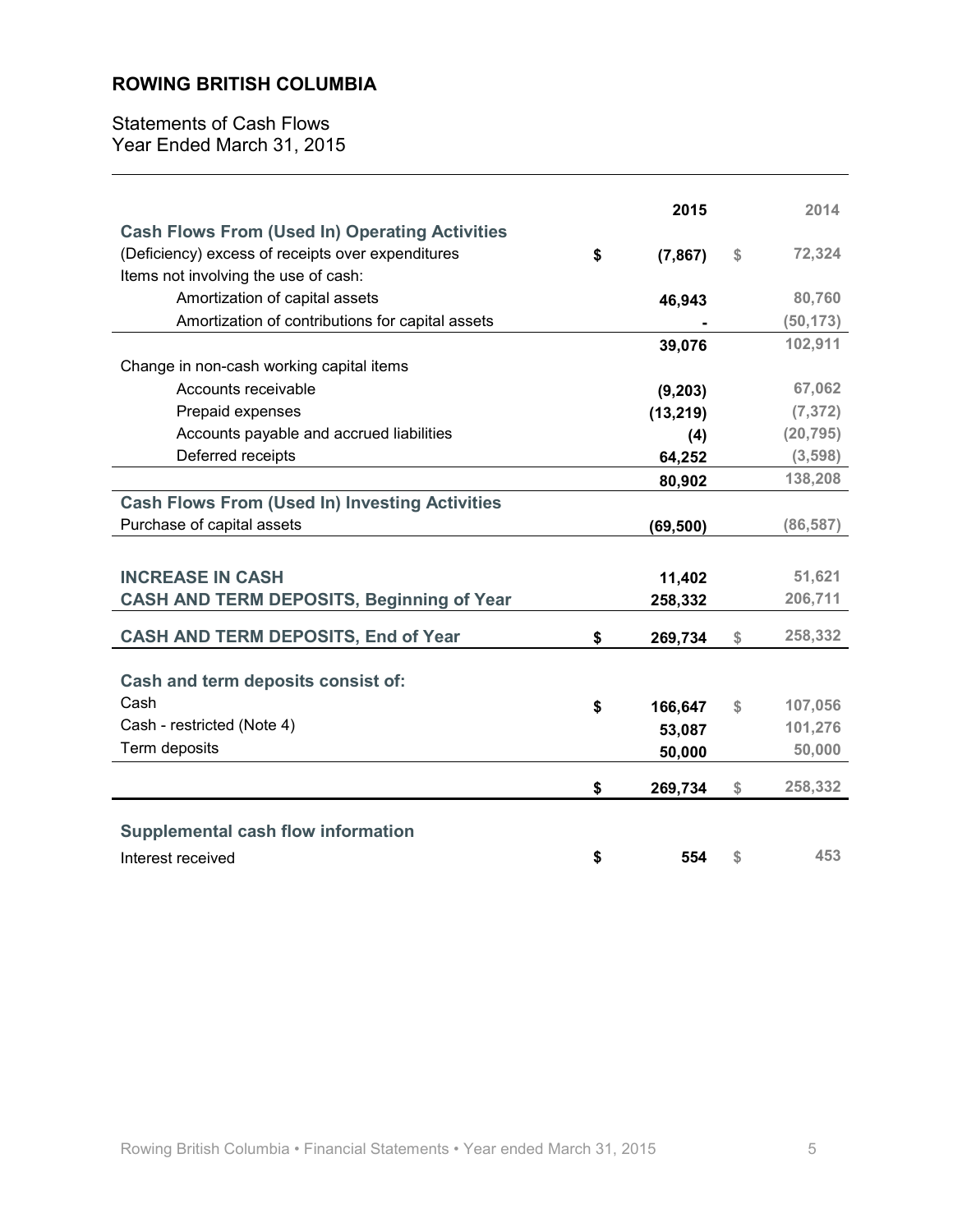## ROWING BRITISH COLUMBIA

Statements of Cash Flows
Year Ended March 31, 2015

| | 2015 | 2014 |
|---|---|---|
| **Cash Flows From (Used In) Operating Activities** | | |
| (Deficiency) excess of receipts over expenditures | $ (7,867) | $ 72,324 |
| Items not involving the use of cash: | | |
| Amortization of capital assets | 46,943 | 80,760 |
| Amortization of contributions for capital assets | - | (50,173) |
| | 39,076 | 102,911 |
| Change in non-cash working capital items | | |
| Accounts receivable | (9,203) | 67,062 |
| Prepaid expenses | (13,219) | (7,372) |
| Accounts payable and accrued liabilities | (4) | (20,795) |
| Deferred receipts | 64,252 | (3,598) |
| | 80,902 | 138,208 |
| **Cash Flows From (Used In) Investing Activities** | | |
| Purchase of capital assets | (69,500) | (86,587) |
| | | |
| **INCREASE IN CASH** | 11,402 | 51,621 |
| **CASH AND TERM DEPOSITS, Beginning of Year** | 258,332 | 206,711 |
| **CASH AND TERM DEPOSITS, End of Year** | $ 269,734 | $ 258,332 |
| | | |
| **Cash and term deposits consist of:** | | |
| Cash | $ 166,647 | $ 107,056 |
| Cash - restricted (Note 4) | 53,087 | 101,276 |
| Term deposits | 50,000 | 50,000 |
| | $ 269,734 | $ 258,332 |
| | | |
| **Supplemental cash flow information** | | |
| Interest received | $ 554 | $ 453 |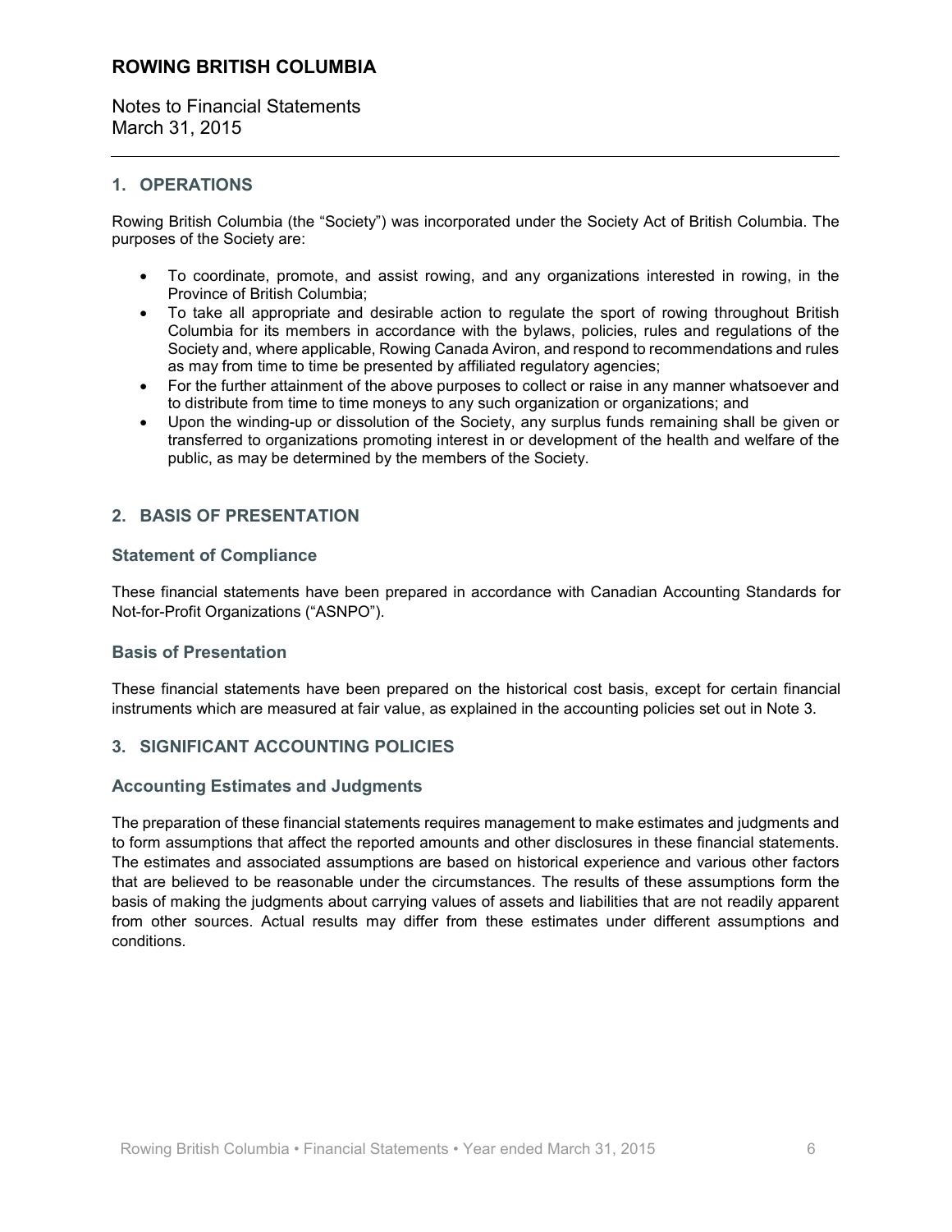# ROWING BRITISH COLUMBIA

Notes to Financial Statements
March 31, 2015

## 1. OPERATIONS

Rowing British Columbia (the "Society") was incorporated under the Society Act of British Columbia. The purposes of the Society are:

- To coordinate, promote, and assist rowing, and any organizations interested in rowing, in the Province of British Columbia;
- To take all appropriate and desirable action to regulate the sport of rowing throughout British Columbia for its members in accordance with the bylaws, policies, rules and regulations of the Society and, where applicable, Rowing Canada Aviron, and respond to recommendations and rules as may from time to time be presented by affiliated regulatory agencies;
- For the further attainment of the above purposes to collect or raise in any manner whatsoever and to distribute from time to time moneys to any such organization or organizations; and
- Upon the winding-up or dissolution of the Society, any surplus funds remaining shall be given or transferred to organizations promoting interest in or development of the health and welfare of the public, as may be determined by the members of the Society.

## 2. BASIS OF PRESENTATION

### Statement of Compliance

These financial statements have been prepared in accordance with Canadian Accounting Standards for Not-for-Profit Organizations ("ASNPO").

### Basis of Presentation

These financial statements have been prepared on the historical cost basis, except for certain financial instruments which are measured at fair value, as explained in the accounting policies set out in Note 3.

## 3. SIGNIFICANT ACCOUNTING POLICIES

### Accounting Estimates and Judgments

The preparation of these financial statements requires management to make estimates and judgments and to form assumptions that affect the reported amounts and other disclosures in these financial statements. The estimates and associated assumptions are based on historical experience and various other factors that are believed to be reasonable under the circumstances. The results of these assumptions form the basis of making the judgments about carrying values of assets and liabilities that are not readily apparent from other sources. Actual results may differ from these estimates under different assumptions and conditions.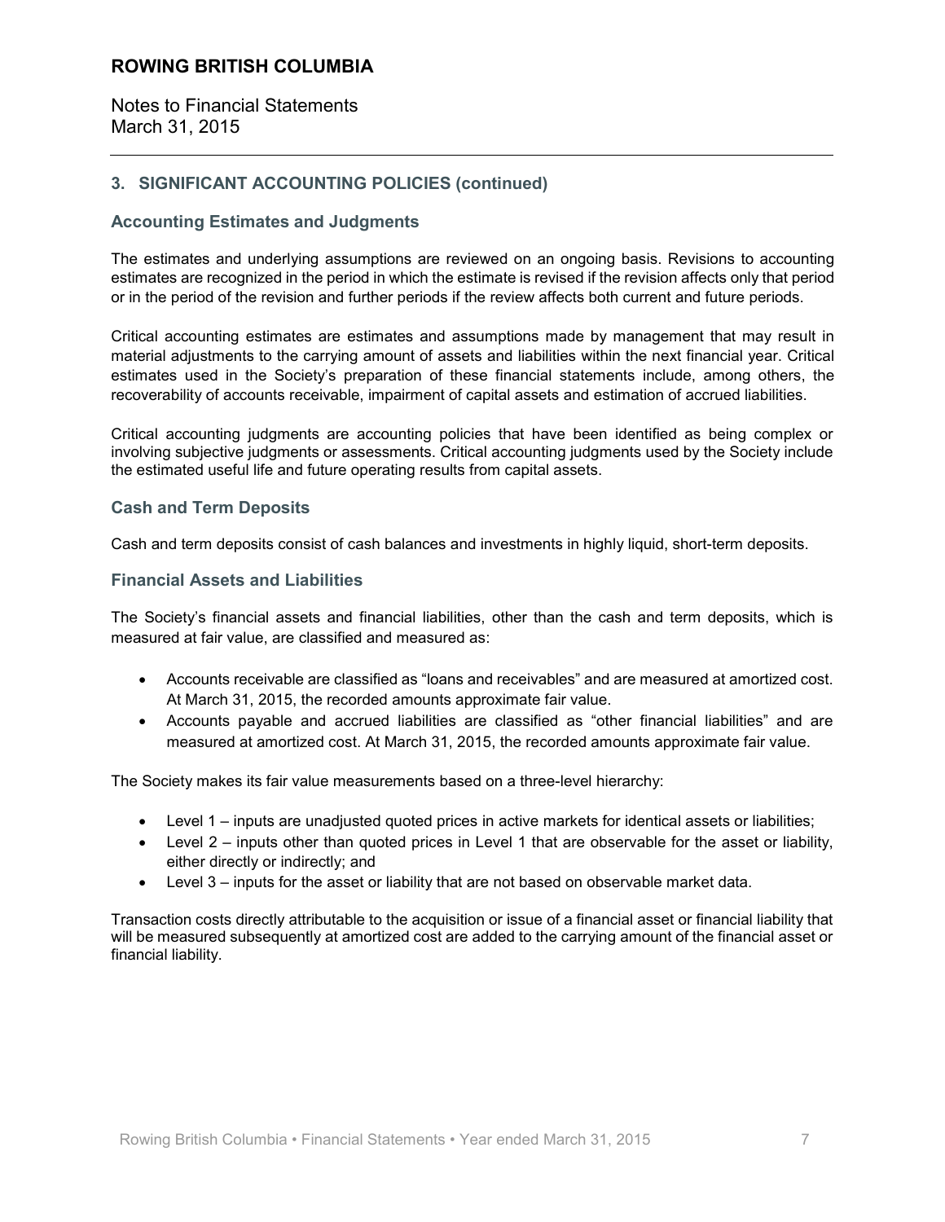## 3. SIGNIFICANT ACCOUNTING POLICIES (continued)

### Accounting Estimates and Judgments

The estimates and underlying assumptions are reviewed on an ongoing basis. Revisions to accounting estimates are recognized in the period in which the estimate is revised if the revision affects only that period or in the period of the revision and further periods if the review affects both current and future periods.

Critical accounting estimates are estimates and assumptions made by management that may result in material adjustments to the carrying amount of assets and liabilities within the next financial year. Critical estimates used in the Society's preparation of these financial statements include, among others, the recoverability of accounts receivable, impairment of capital assets and estimation of accrued liabilities.

Critical accounting judgments are accounting policies that have been identified as being complex or involving subjective judgments or assessments. Critical accounting judgments used by the Society include the estimated useful life and future operating results from capital assets.

### Cash and Term Deposits

Cash and term deposits consist of cash balances and investments in highly liquid, short-term deposits.

### Financial Assets and Liabilities

The Society's financial assets and financial liabilities, other than the cash and term deposits, which is measured at fair value, are classified and measured as:

- Accounts receivable are classified as "loans and receivables" and are measured at amortized cost. At March 31, 2015, the recorded amounts approximate fair value.
- Accounts payable and accrued liabilities are classified as "other financial liabilities" and are measured at amortized cost. At March 31, 2015, the recorded amounts approximate fair value.

The Society makes its fair value measurements based on a three-level hierarchy:

- Level 1 – inputs are unadjusted quoted prices in active markets for identical assets or liabilities;
- Level 2 – inputs other than quoted prices in Level 1 that are observable for the asset or liability, either directly or indirectly; and
- Level 3 – inputs for the asset or liability that are not based on observable market data.

Transaction costs directly attributable to the acquisition or issue of a financial asset or financial liability that will be measured subsequently at amortized cost are added to the carrying amount of the financial asset or financial liability.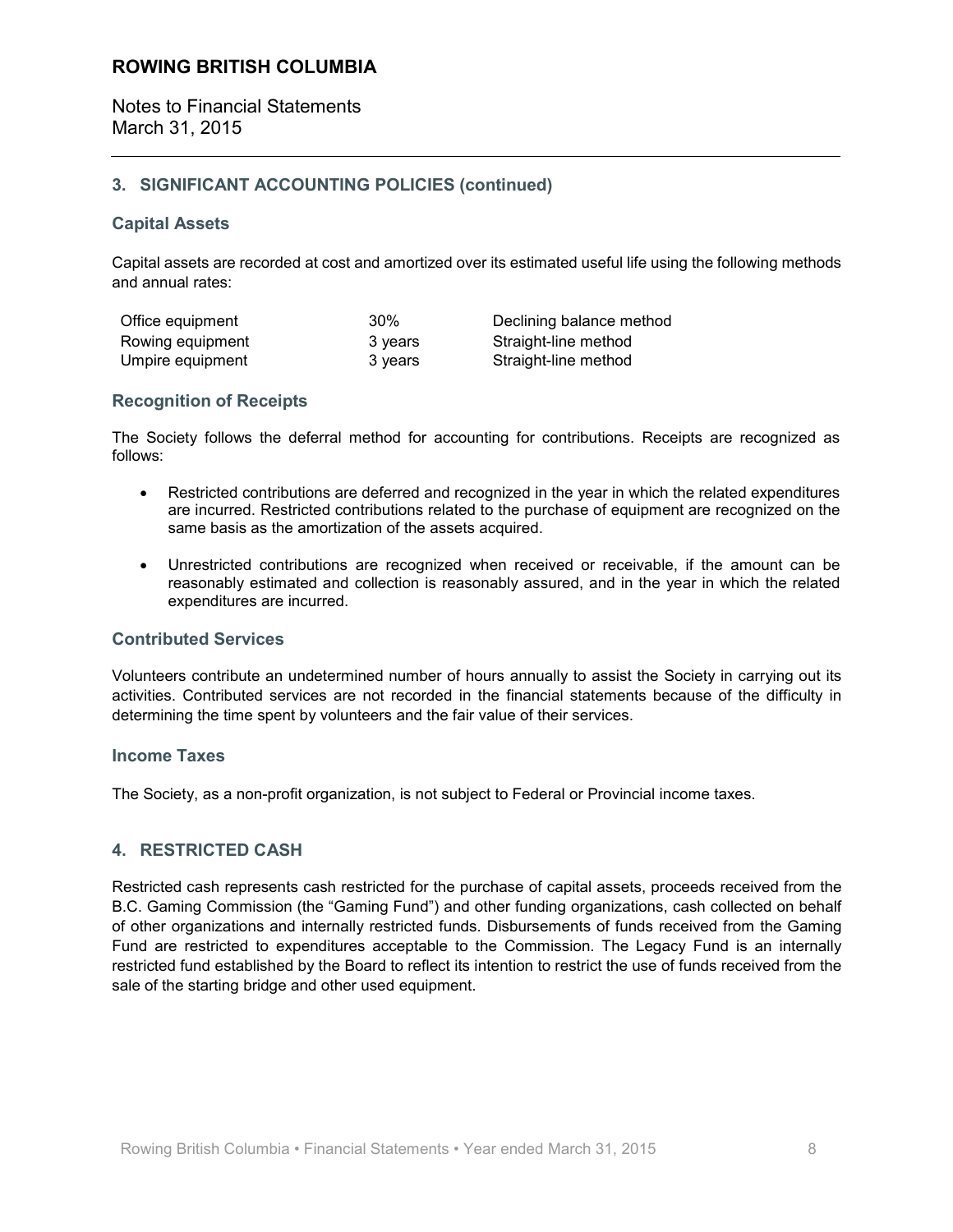# ROWING BRITISH COLUMBIA

Notes to Financial Statements
March 31, 2015

## 3. SIGNIFICANT ACCOUNTING POLICIES (continued)

### Capital Assets

Capital assets are recorded at cost and amortized over its estimated useful life using the following methods and annual rates:

| | | |
|---|---|---|
| Office equipment | 30% | Declining balance method |
| Rowing equipment | 3 years | Straight-line method |
| Umpire equipment | 3 years | Straight-line method |

### Recognition of Receipts

The Society follows the deferral method for accounting for contributions. Receipts are recognized as follows:

- Restricted contributions are deferred and recognized in the year in which the related expenditures are incurred. Restricted contributions related to the purchase of equipment are recognized on the same basis as the amortization of the assets acquired.
- Unrestricted contributions are recognized when received or receivable, if the amount can be reasonably estimated and collection is reasonably assured, and in the year in which the related expenditures are incurred.

### Contributed Services

Volunteers contribute an undetermined number of hours annually to assist the Society in carrying out its activities. Contributed services are not recorded in the financial statements because of the difficulty in determining the time spent by volunteers and the fair value of their services.

### Income Taxes

The Society, as a non-profit organization, is not subject to Federal or Provincial income taxes.

## 4. RESTRICTED CASH

Restricted cash represents cash restricted for the purchase of capital assets, proceeds received from the B.C. Gaming Commission (the "Gaming Fund") and other funding organizations, cash collected on behalf of other organizations and internally restricted funds. Disbursements of funds received from the Gaming Fund are restricted to expenditures acceptable to the Commission. The Legacy Fund is an internally restricted fund established by the Board to reflect its intention to restrict the use of funds received from the sale of the starting bridge and other used equipment.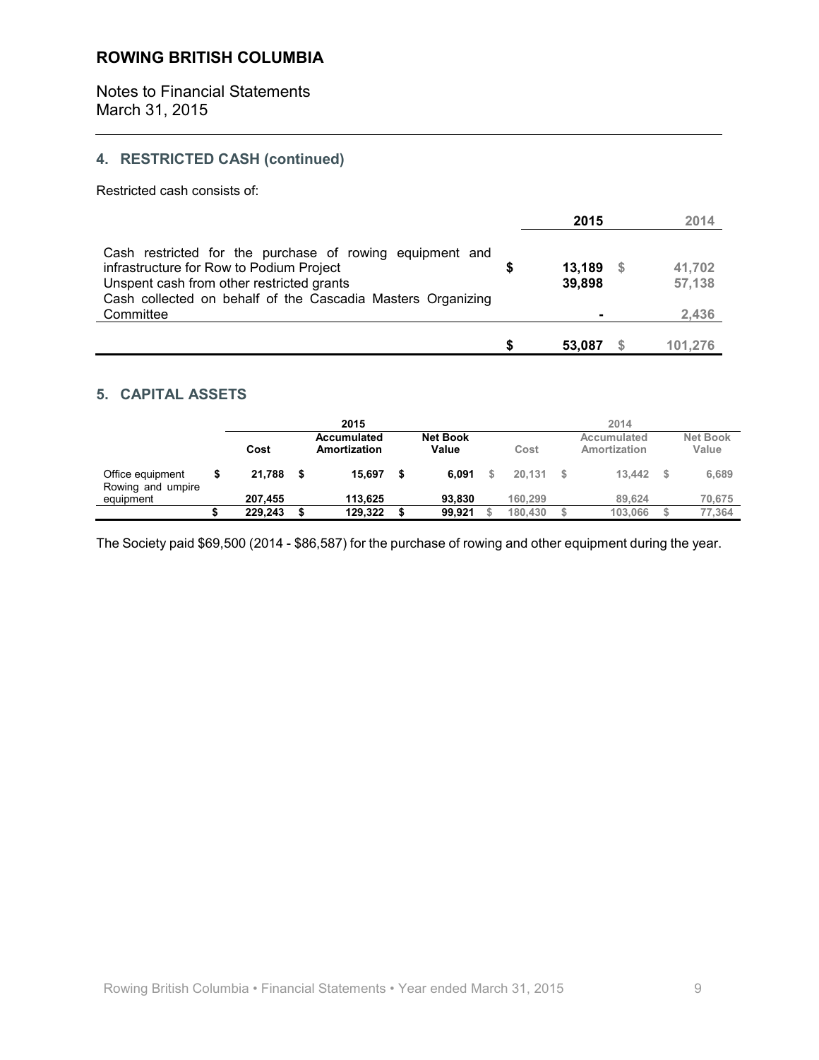## 4. RESTRICTED CASH (continued)

Restricted cash consists of:

| | 2015 | 2014 |
|---|---|---|
| Cash restricted for the purchase of rowing equipment and infrastructure for Row to Podium Project | $ 13,189 | $ 41,702 |
| Unspent cash from other restricted grants | 39,898 | 57,138 |
| Cash collected on behalf of the Cascadia Masters Organizing Committee | - | 2,436 |
| | $ 53,087 | $ 101,276 |

## 5. CAPITAL ASSETS

| | 2015 | | | 2014 | | |
|---|---|---|---|---|---|---|
| | Cost | Accumulated Amortization | Net Book Value | Cost | Accumulated Amortization | Net Book Value |
| Office equipment | $ 21,788 | $ 15,697 | $ 6,091 | $ 20,131 | $ 13,442 | $ 6,689 |
| Rowing and umpire equipment | 207,455 | 113,625 | 93,830 | 160,299 | 89,624 | 70,675 |
| | $ 229,243 | $ 129,322 | $ 99,921 | $ 180,430 | $ 103,066 | $ 77,364 |

The Society paid $69,500 (2014 - $86,587) for the purchase of rowing and other equipment during the year.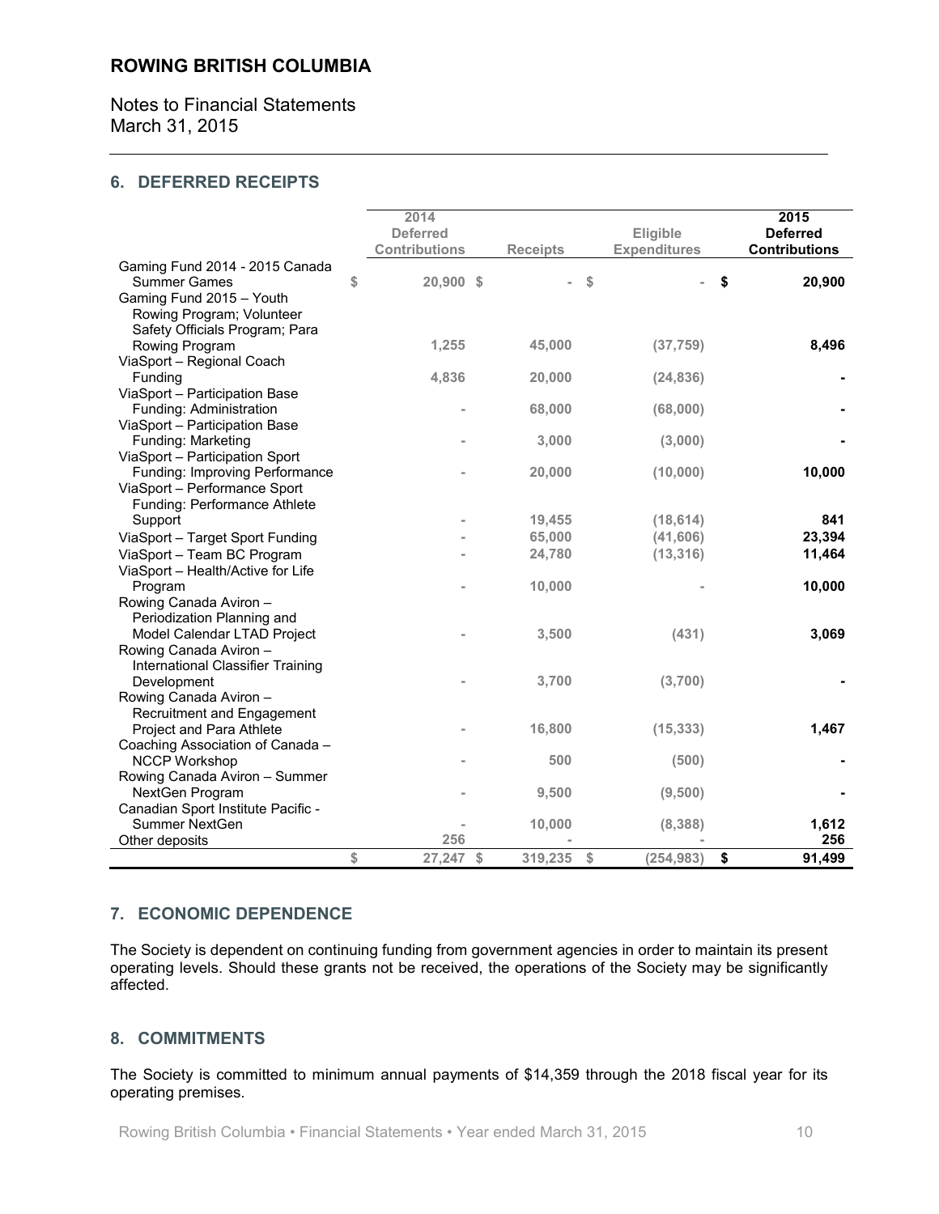# ROWING BRITISH COLUMBIA

Notes to Financial Statements
March 31, 2015

## 6. DEFERRED RECEIPTS

| | 2014 Deferred Contributions | Receipts | Eligible Expenditures | 2015 Deferred Contributions |
|---|---|---|---|---|
| Gaming Fund 2014 - 2015 Canada Summer Games | $ 20,900 | $ - | $ - | $ 20,900 |
| Gaming Fund 2015 – Youth Rowing Program; Volunteer Safety Officials Program; Para Rowing Program | 1,255 | 45,000 | (37,759) | 8,496 |
| ViaSport – Regional Coach Funding | 4,836 | 20,000 | (24,836) | - |
| ViaSport – Participation Base Funding: Administration | - | 68,000 | (68,000) | - |
| ViaSport – Participation Base Funding: Marketing | - | 3,000 | (3,000) | - |
| ViaSport – Participation Sport Funding: Improving Performance | - | 20,000 | (10,000) | 10,000 |
| ViaSport – Performance Sport Funding: Performance Athlete Support | - | 19,455 | (18,614) | 841 |
| ViaSport – Target Sport Funding | - | 65,000 | (41,606) | 23,394 |
| ViaSport – Team BC Program | - | 24,780 | (13,316) | 11,464 |
| ViaSport – Health/Active for Life Program | - | 10,000 | - | 10,000 |
| Rowing Canada Aviron – Periodization Planning and Model Calendar LTAD Project | - | 3,500 | (431) | 3,069 |
| Rowing Canada Aviron – International Classifier Training Development | - | 3,700 | (3,700) | - |
| Rowing Canada Aviron – Recruitment and Engagement Project and Para Athlete | - | 16,800 | (15,333) | 1,467 |
| Coaching Association of Canada – NCCP Workshop | - | 500 | (500) | - |
| Rowing Canada Aviron – Summer NextGen Program | - | 9,500 | (9,500) | - |
| Canadian Sport Institute Pacific - Summer NextGen | - | 10,000 | (8,388) | 1,612 |
| Other deposits | 256 | - | - | 256 |
| | $ 27,247 | $ 319,235 | $ (254,983) | $ 91,499 |

## 7. ECONOMIC DEPENDENCE

The Society is dependent on continuing funding from government agencies in order to maintain its present operating levels. Should these grants not be received, the operations of the Society may be significantly affected.

## 8. COMMITMENTS

The Society is committed to minimum annual payments of $14,359 through the 2018 fiscal year for its operating premises.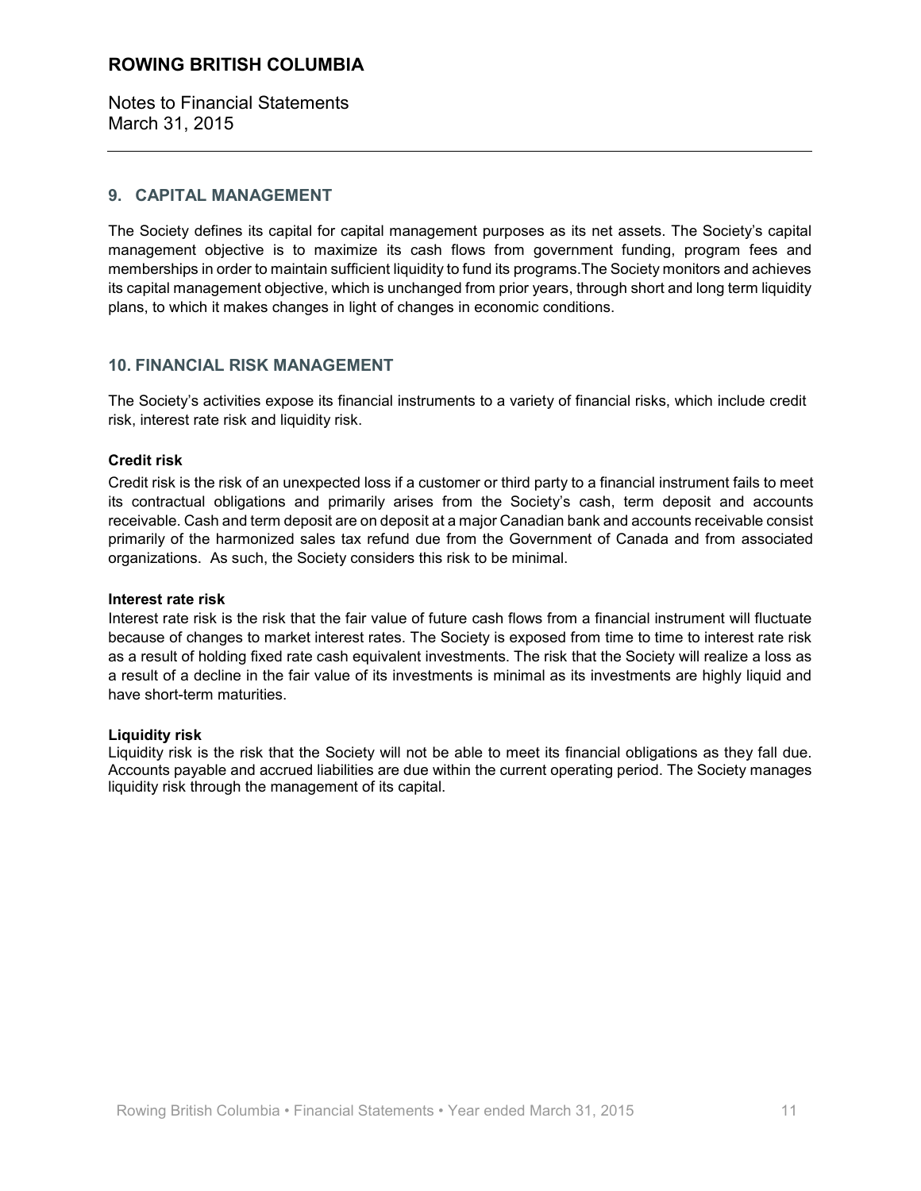## 9. CAPITAL MANAGEMENT

The Society defines its capital for capital management purposes as its net assets. The Society's capital management objective is to maximize its cash flows from government funding, program fees and memberships in order to maintain sufficient liquidity to fund its programs.The Society monitors and achieves its capital management objective, which is unchanged from prior years, through short and long term liquidity plans, to which it makes changes in light of changes in economic conditions.

## 10. FINANCIAL RISK MANAGEMENT

The Society's activities expose its financial instruments to a variety of financial risks, which include credit risk, interest rate risk and liquidity risk.

**Credit risk**

Credit risk is the risk of an unexpected loss if a customer or third party to a financial instrument fails to meet its contractual obligations and primarily arises from the Society's cash, term deposit and accounts receivable. Cash and term deposit are on deposit at a major Canadian bank and accounts receivable consist primarily of the harmonized sales tax refund due from the Government of Canada and from associated organizations. As such, the Society considers this risk to be minimal.

**Interest rate risk**

Interest rate risk is the risk that the fair value of future cash flows from a financial instrument will fluctuate because of changes to market interest rates. The Society is exposed from time to time to interest rate risk as a result of holding fixed rate cash equivalent investments. The risk that the Society will realize a loss as a result of a decline in the fair value of its investments is minimal as its investments are highly liquid and have short-term maturities.

**Liquidity risk**

Liquidity risk is the risk that the Society will not be able to meet its financial obligations as they fall due. Accounts payable and accrued liabilities are due within the current operating period. The Society manages liquidity risk through the management of its capital.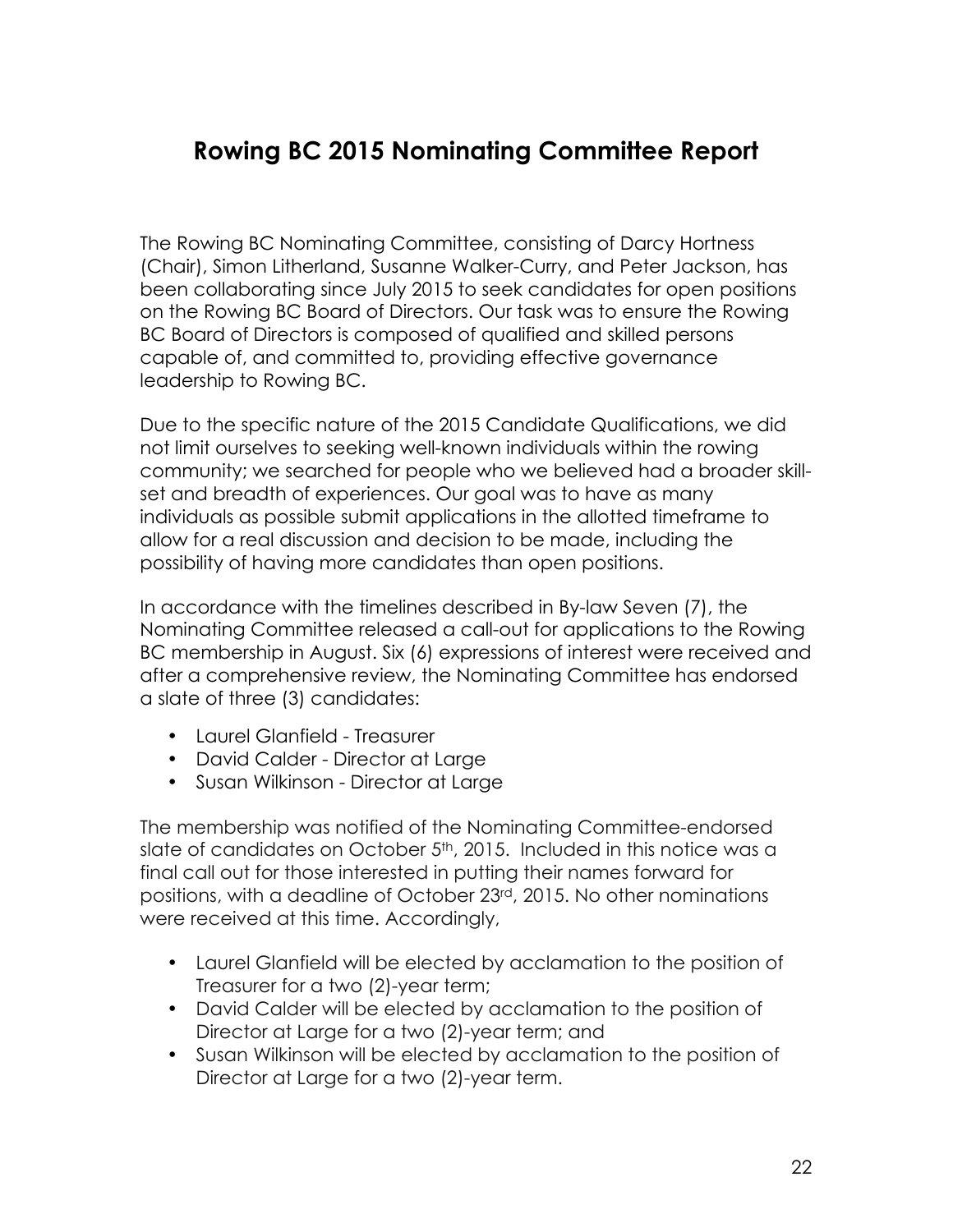# Rowing BC 2015 Nominating Committee Report

The Rowing BC Nominating Committee, consisting of Darcy Hortness (Chair), Simon Litherland, Susanne Walker-Curry, and Peter Jackson, has been collaborating since July 2015 to seek candidates for open positions on the Rowing BC Board of Directors. Our task was to ensure the Rowing BC Board of Directors is composed of qualified and skilled persons capable of, and committed to, providing effective governance leadership to Rowing BC.

Due to the specific nature of the 2015 Candidate Qualifications, we did not limit ourselves to seeking well-known individuals within the rowing community; we searched for people who we believed had a broader skill-set and breadth of experiences. Our goal was to have as many individuals as possible submit applications in the allotted timeframe to allow for a real discussion and decision to be made, including the possibility of having more candidates than open positions.

In accordance with the timelines described in By-law Seven (7), the Nominating Committee released a call-out for applications to the Rowing BC membership in August. Six (6) expressions of interest were received and after a comprehensive review, the Nominating Committee has endorsed a slate of three (3) candidates:

- Laurel Glanfield - Treasurer
- David Calder - Director at Large
- Susan Wilkinson - Director at Large

The membership was notified of the Nominating Committee-endorsed slate of candidates on October 5th, 2015. Included in this notice was a final call out for those interested in putting their names forward for positions, with a deadline of October 23rd, 2015. No other nominations were received at this time. Accordingly,

- Laurel Glanfield will be elected by acclamation to the position of Treasurer for a two (2)-year term;
- David Calder will be elected by acclamation to the position of Director at Large for a two (2)-year term; and
- Susan Wilkinson will be elected by acclamation to the position of Director at Large for a two (2)-year term.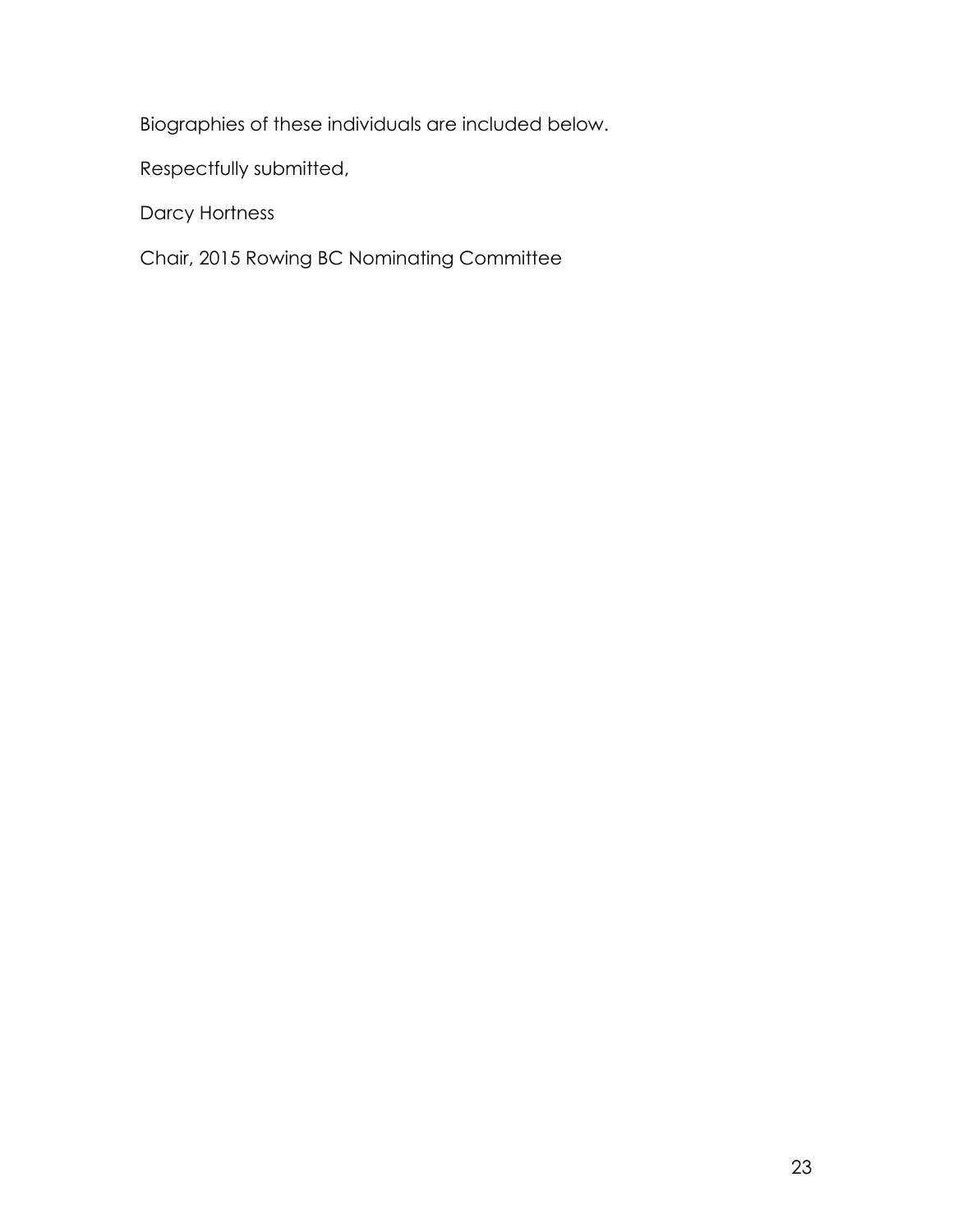Biographies of these individuals are included below.

Respectfully submitted,

Darcy Hortness

Chair, 2015 Rowing BC Nominating Committee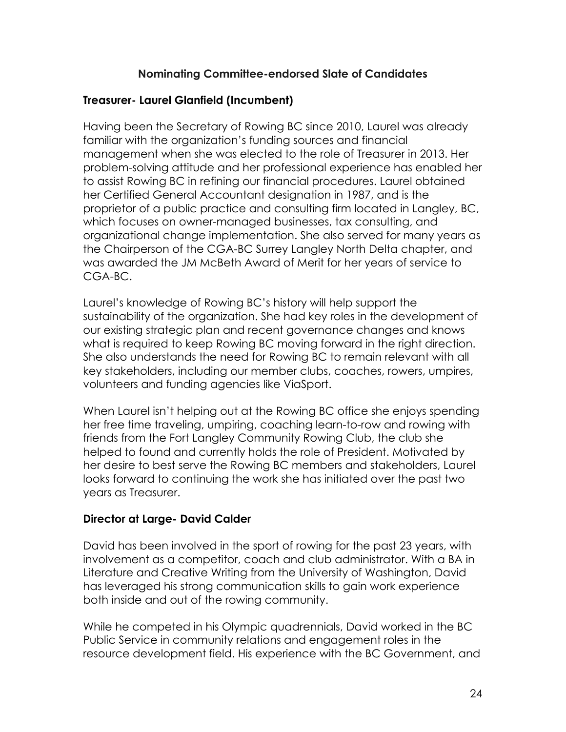## Nominating Committee-endorsed Slate of Candidates

### Treasurer- Laurel Glanfield (Incumbent)

Having been the Secretary of Rowing BC since 2010, Laurel was already familiar with the organization's funding sources and financial management when she was elected to the role of Treasurer in 2013. Her problem-solving attitude and her professional experience has enabled her to assist Rowing BC in refining our financial procedures. Laurel obtained her Certified General Accountant designation in 1987, and is the proprietor of a public practice and consulting firm located in Langley, BC, which focuses on owner-managed businesses, tax consulting, and organizational change implementation. She also served for many years as the Chairperson of the CGA-BC Surrey Langley North Delta chapter, and was awarded the JM McBeth Award of Merit for her years of service to CGA-BC.

Laurel's knowledge of Rowing BC's history will help support the sustainability of the organization. She had key roles in the development of our existing strategic plan and recent governance changes and knows what is required to keep Rowing BC moving forward in the right direction. She also understands the need for Rowing BC to remain relevant with all key stakeholders, including our member clubs, coaches, rowers, umpires, volunteers and funding agencies like ViaSport.

When Laurel isn't helping out at the Rowing BC office she enjoys spending her free time traveling, umpiring, coaching learn-to-row and rowing with friends from the Fort Langley Community Rowing Club, the club she helped to found and currently holds the role of President. Motivated by her desire to best serve the Rowing BC members and stakeholders, Laurel looks forward to continuing the work she has initiated over the past two years as Treasurer.

### Director at Large- David Calder

David has been involved in the sport of rowing for the past 23 years, with involvement as a competitor, coach and club administrator. With a BA in Literature and Creative Writing from the University of Washington, David has leveraged his strong communication skills to gain work experience both inside and out of the rowing community.

While he competed in his Olympic quadrennials, David worked in the BC Public Service in community relations and engagement roles in the resource development field. His experience with the BC Government, and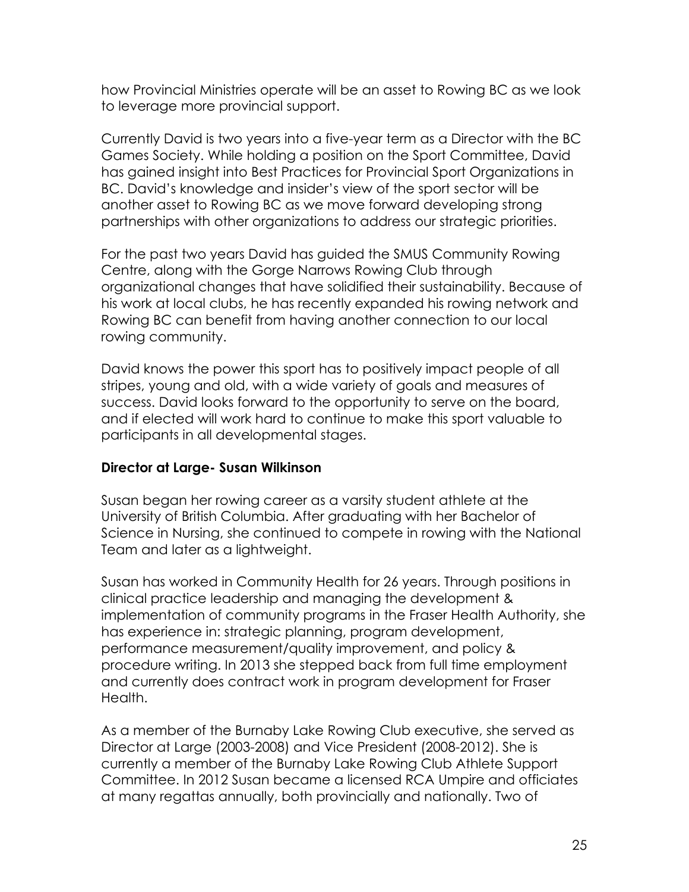how Provincial Ministries operate will be an asset to Rowing BC as we look to leverage more provincial support.

Currently David is two years into a five-year term as a Director with the BC Games Society. While holding a position on the Sport Committee, David has gained insight into Best Practices for Provincial Sport Organizations in BC. David's knowledge and insider's view of the sport sector will be another asset to Rowing BC as we move forward developing strong partnerships with other organizations to address our strategic priorities.

For the past two years David has guided the SMUS Community Rowing Centre, along with the Gorge Narrows Rowing Club through organizational changes that have solidified their sustainability. Because of his work at local clubs, he has recently expanded his rowing network and Rowing BC can benefit from having another connection to our local rowing community.

David knows the power this sport has to positively impact people of all stripes, young and old, with a wide variety of goals and measures of success. David looks forward to the opportunity to serve on the board, and if elected will work hard to continue to make this sport valuable to participants in all developmental stages.

**Director at Large- Susan Wilkinson**

Susan began her rowing career as a varsity student athlete at the University of British Columbia. After graduating with her Bachelor of Science in Nursing, she continued to compete in rowing with the National Team and later as a lightweight.

Susan has worked in Community Health for 26 years. Through positions in clinical practice leadership and managing the development & implementation of community programs in the Fraser Health Authority, she has experience in: strategic planning, program development, performance measurement/quality improvement, and policy & procedure writing. In 2013 she stepped back from full time employment and currently does contract work in program development for Fraser Health.

As a member of the Burnaby Lake Rowing Club executive, she served as Director at Large (2003-2008) and Vice President (2008-2012). She is currently a member of the Burnaby Lake Rowing Club Athlete Support Committee. In 2012 Susan became a licensed RCA Umpire and officiates at many regattas annually, both provincially and nationally. Two of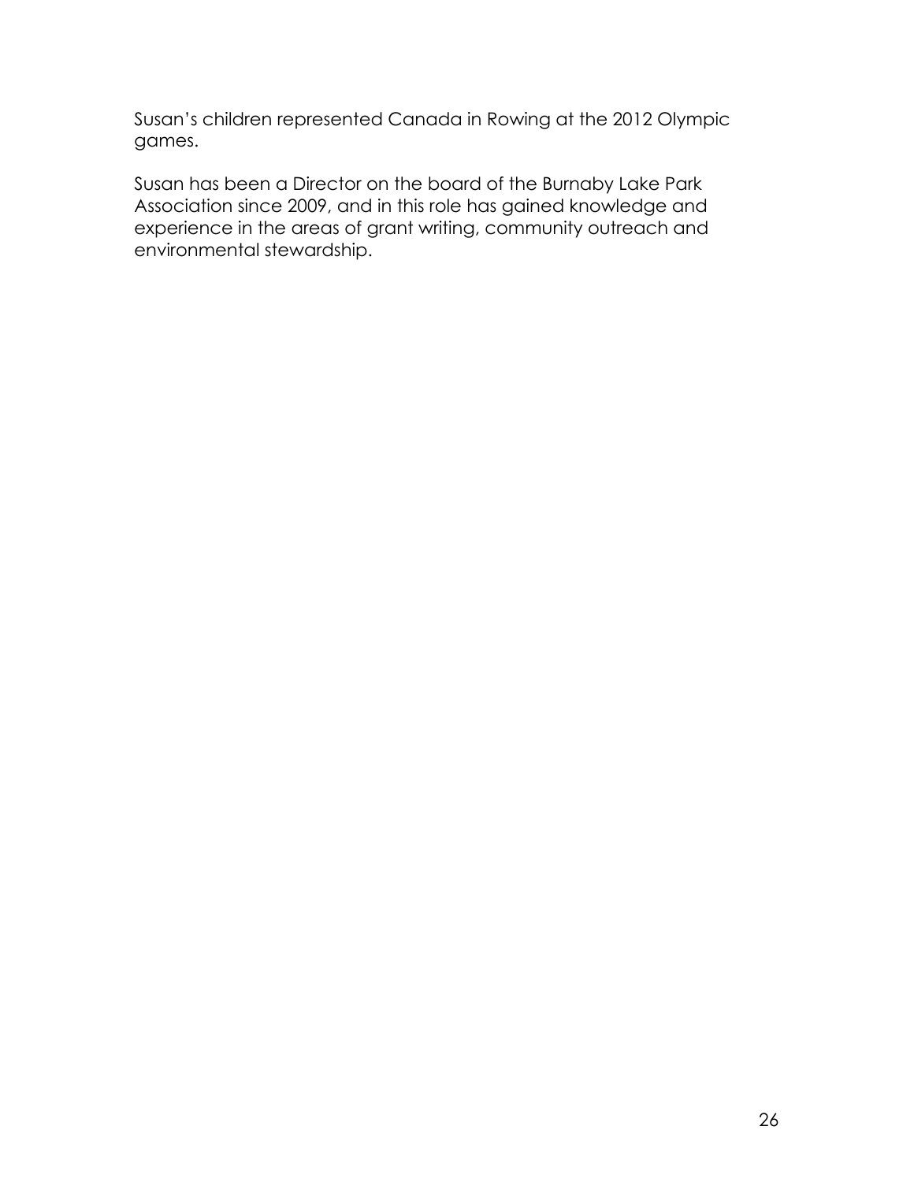Susan's children represented Canada in Rowing at the 2012 Olympic games.

Susan has been a Director on the board of the Burnaby Lake Park Association since 2009, and in this role has gained knowledge and experience in the areas of grant writing, community outreach and environmental stewardship.